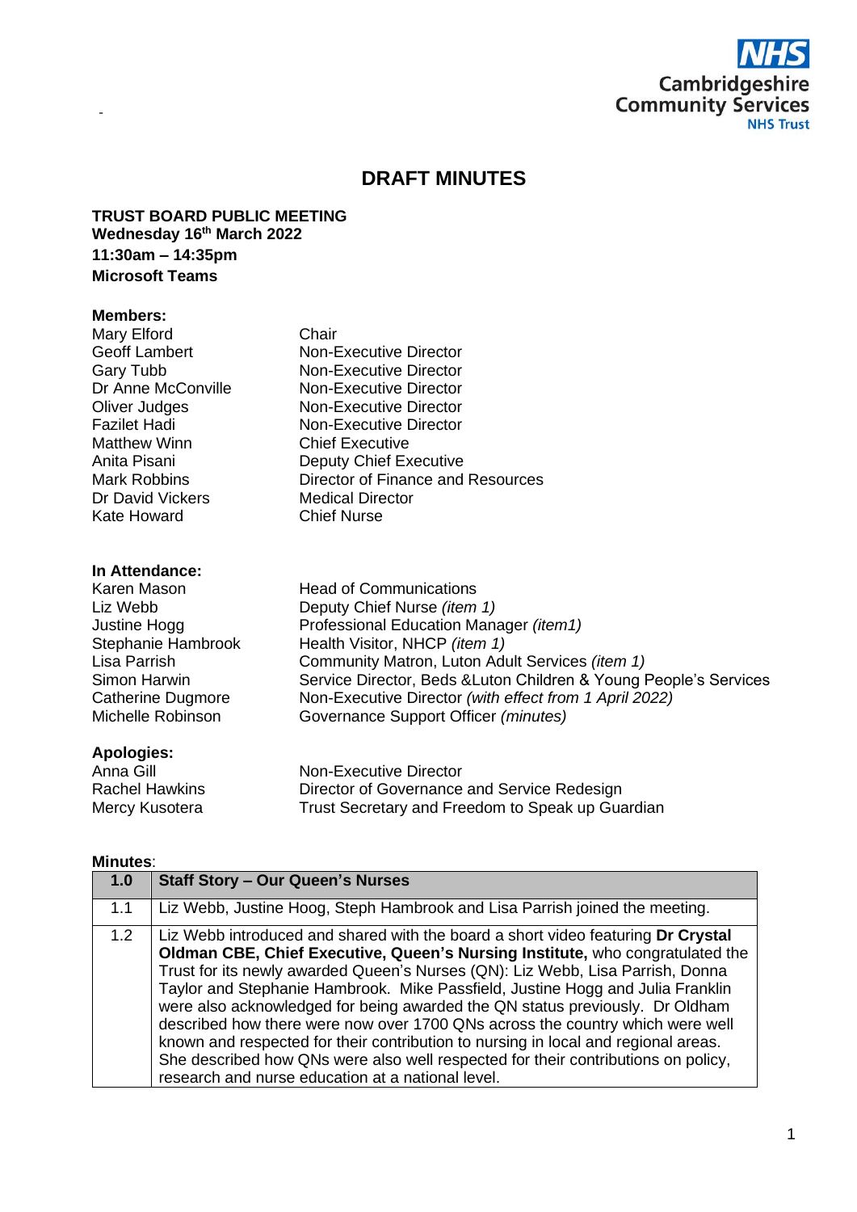NHS Cambridgeshire Community Services NHS Trust

# DRAFT MINUTES

**TRUST BOARD PUBLIC MEETING**
**Wednesday 16th March 2022**
**11:30am – 14:35pm**
**Microsoft Teams**

**Members:**

| | |
|---|---|
| Mary Elford | Chair |
| Geoff Lambert | Non-Executive Director |
| Gary Tubb | Non-Executive Director |
| Dr Anne McConville | Non-Executive Director |
| Oliver Judges | Non-Executive Director |
| Fazilet Hadi | Non-Executive Director |
| Matthew Winn | Chief Executive |
| Anita Pisani | Deputy Chief Executive |
| Mark Robbins | Director of Finance and Resources |
| Dr David Vickers | Medical Director |
| Kate Howard | Chief Nurse |

**In Attendance:**

| | |
|---|---|
| Karen Mason | Head of Communications |
| Liz Webb | Deputy Chief Nurse *(item 1)* |
| Justine Hogg | Professional Education Manager *(item1)* |
| Stephanie Hambrook | Health Visitor, NHCP *(item 1)* |
| Lisa Parrish | Community Matron, Luton Adult Services *(item 1)* |
| Simon Harwin | Service Director, Beds &Luton Children & Young People's Services |
| Catherine Dugmore | Non-Executive Director *(with effect from 1 April 2022)* |
| Michelle Robinson | Governance Support Officer *(minutes)* |

**Apologies:**

| | |
|---|---|
| Anna Gill | Non-Executive Director |
| Rachel Hawkins | Director of Governance and Service Redesign |
| Mercy Kusotera | Trust Secretary and Freedom to Speak up Guardian |

**Minutes**:

| 1.0 | Staff Story – Our Queen's Nurses |
|---|---|
| 1.1 | Liz Webb, Justine Hoog, Steph Hambrook and Lisa Parrish joined the meeting. |
| 1.2 | Liz Webb introduced and shared with the board a short video featuring **Dr Crystal Oldman CBE, Chief Executive, Queen's Nursing Institute,** who congratulated the Trust for its newly awarded Queen's Nurses (QN): Liz Webb, Lisa Parrish, Donna Taylor and Stephanie Hambrook. Mike Passfield, Justine Hogg and Julia Franklin were also acknowledged for being awarded the QN status previously. Dr Oldham described how there were now over 1700 QNs across the country which were well known and respected for their contribution to nursing in local and regional areas. She described how QNs were also well respected for their contributions on policy, research and nurse education at a national level. |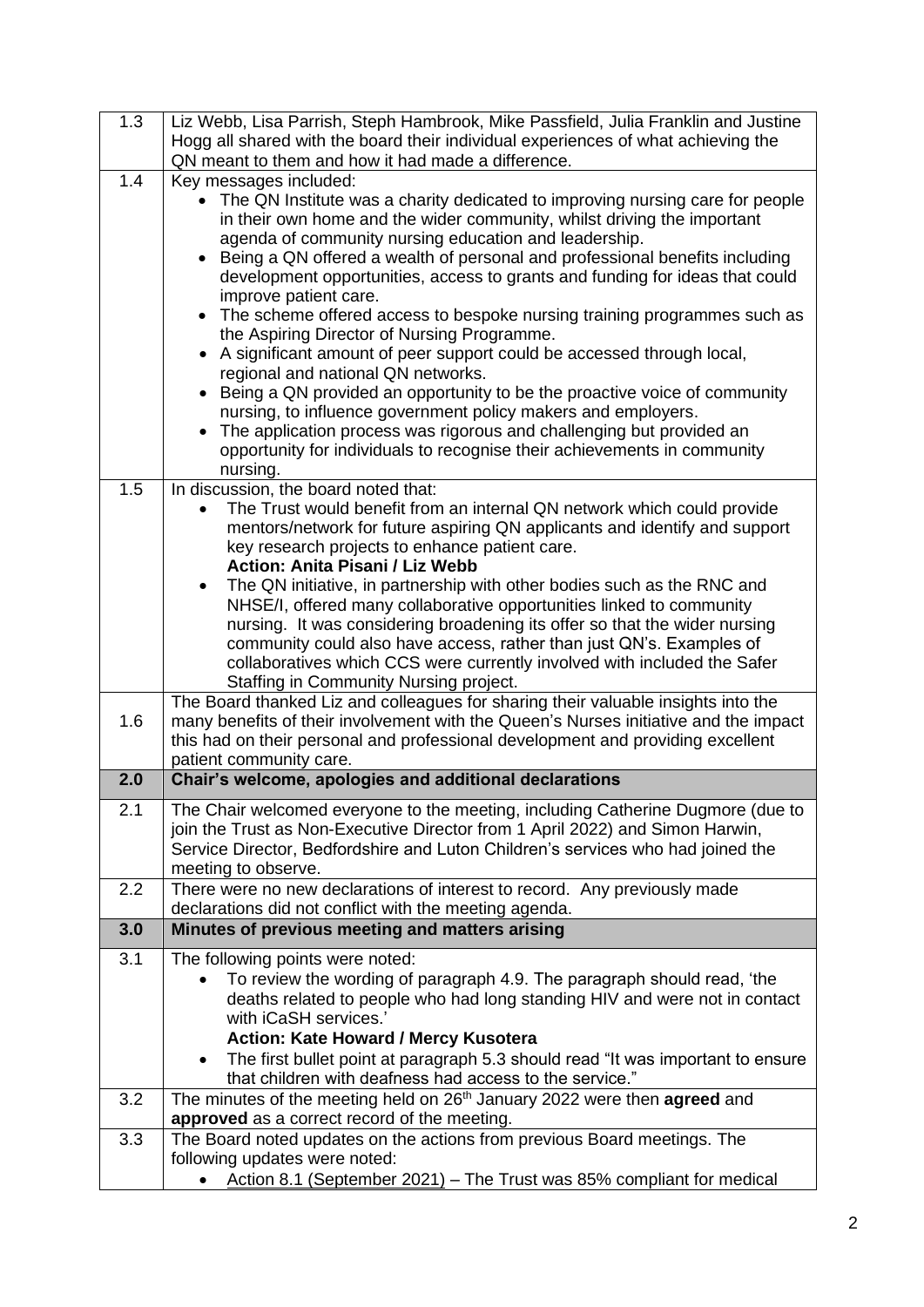| | |
|---|---|
| 1.3 | Liz Webb, Lisa Parrish, Steph Hambrook, Mike Passfield, Julia Franklin and Justine Hogg all shared with the board their individual experiences of what achieving the QN meant to them and how it had made a difference. |
| 1.4 | Key messages included:<br>• The QN Institute was a charity dedicated to improving nursing care for people in their own home and the wider community, whilst driving the important agenda of community nursing education and leadership.<br>• Being a QN offered a wealth of personal and professional benefits including development opportunities, access to grants and funding for ideas that could improve patient care.<br>• The scheme offered access to bespoke nursing training programmes such as the Aspiring Director of Nursing Programme.<br>• A significant amount of peer support could be accessed through local, regional and national QN networks.<br>• Being a QN provided an opportunity to be the proactive voice of community nursing, to influence government policy makers and employers.<br>• The application process was rigorous and challenging but provided an opportunity for individuals to recognise their achievements in community nursing. |
| 1.5 | In discussion, the board noted that:<br>• The Trust would benefit from an internal QN network which could provide mentors/network for future aspiring QN applicants and identify and support key research projects to enhance patient care.<br>**Action: Anita Pisani / Liz Webb**<br>• The QN initiative, in partnership with other bodies such as the RNC and NHSE/I, offered many collaborative opportunities linked to community nursing. It was considering broadening its offer so that the wider nursing community could also have access, rather than just QN's. Examples of collaboratives which CCS were currently involved with included the Safer Staffing in Community Nursing project. |
| 1.6 | The Board thanked Liz and colleagues for sharing their valuable insights into the many benefits of their involvement with the Queen's Nurses initiative and the impact this had on their personal and professional development and providing excellent patient community care. |
| **2.0** | **Chair's welcome, apologies and additional declarations** |
| 2.1 | The Chair welcomed everyone to the meeting, including Catherine Dugmore (due to join the Trust as Non-Executive Director from 1 April 2022) and Simon Harwin, Service Director, Bedfordshire and Luton Children's services who had joined the meeting to observe. |
| 2.2 | There were no new declarations of interest to record. Any previously made declarations did not conflict with the meeting agenda. |
| **3.0** | **Minutes of previous meeting and matters arising** |
| 3.1 | The following points were noted:<br>• To review the wording of paragraph 4.9. The paragraph should read, 'the deaths related to people who had long standing HIV and were not in contact with iCaSH services.'<br>**Action: Kate Howard / Mercy Kusotera**<br>• The first bullet point at paragraph 5.3 should read "It was important to ensure that children with deafness had access to the service." |
| 3.2 | The minutes of the meeting held on 26th January 2022 were then **agreed** and **approved** as a correct record of the meeting. |
| 3.3 | The Board noted updates on the actions from previous Board meetings. The following updates were noted:<br>• Action 8.1 (September 2021) – The Trust was 85% compliant for medical |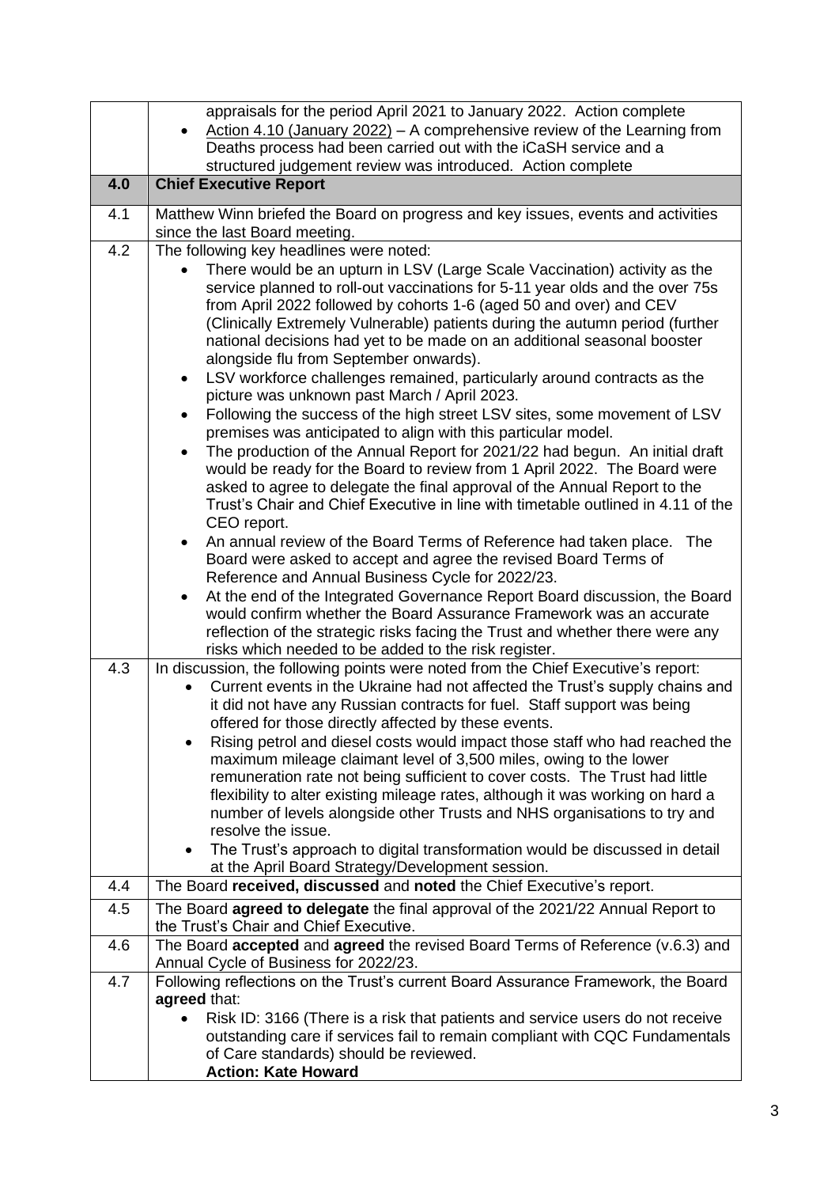| | |
|---|---|
| | appraisals for the period April 2021 to January 2022. Action complete<br>• Action 4.10 (January 2022) – A comprehensive review of the Learning from Deaths process had been carried out with the iCaSH service and a structured judgement review was introduced. Action complete |
| **4.0** | **Chief Executive Report** |
| 4.1 | Matthew Winn briefed the Board on progress and key issues, events and activities since the last Board meeting. |
| 4.2 | The following key headlines were noted:<br>• There would be an upturn in LSV (Large Scale Vaccination) activity as the service planned to roll-out vaccinations for 5-11 year olds and the over 75s from April 2022 followed by cohorts 1-6 (aged 50 and over) and CEV (Clinically Extremely Vulnerable) patients during the autumn period (further national decisions had yet to be made on an additional seasonal booster alongside flu from September onwards).<br>• LSV workforce challenges remained, particularly around contracts as the picture was unknown past March / April 2023.<br>• Following the success of the high street LSV sites, some movement of LSV premises was anticipated to align with this particular model.<br>• The production of the Annual Report for 2021/22 had begun. An initial draft would be ready for the Board to review from 1 April 2022. The Board were asked to agree to delegate the final approval of the Annual Report to the Trust's Chair and Chief Executive in line with timetable outlined in 4.11 of the CEO report.<br>• An annual review of the Board Terms of Reference had taken place. The Board were asked to accept and agree the revised Board Terms of Reference and Annual Business Cycle for 2022/23.<br>• At the end of the Integrated Governance Report Board discussion, the Board would confirm whether the Board Assurance Framework was an accurate reflection of the strategic risks facing the Trust and whether there were any risks which needed to be added to the risk register. |
| 4.3 | In discussion, the following points were noted from the Chief Executive's report:<br>• Current events in the Ukraine had not affected the Trust's supply chains and it did not have any Russian contracts for fuel. Staff support was being offered for those directly affected by these events.<br>• Rising petrol and diesel costs would impact those staff who had reached the maximum mileage claimant level of 3,500 miles, owing to the lower remuneration rate not being sufficient to cover costs. The Trust had little flexibility to alter existing mileage rates, although it was working on hard a number of levels alongside other Trusts and NHS organisations to try and resolve the issue.<br>• The Trust's approach to digital transformation would be discussed in detail at the April Board Strategy/Development session. |
| 4.4 | The Board **received, discussed** and **noted** the Chief Executive's report. |
| 4.5 | The Board **agreed to delegate** the final approval of the 2021/22 Annual Report to the Trust's Chair and Chief Executive. |
| 4.6 | The Board **accepted** and **agreed** the revised Board Terms of Reference (v.6.3) and Annual Cycle of Business for 2022/23. |
| 4.7 | Following reflections on the Trust's current Board Assurance Framework, the Board **agreed** that:<br>• Risk ID: 3166 (There is a risk that patients and service users do not receive outstanding care if services fail to remain compliant with CQC Fundamentals of Care standards) should be reviewed.<br>**Action: Kate Howard** |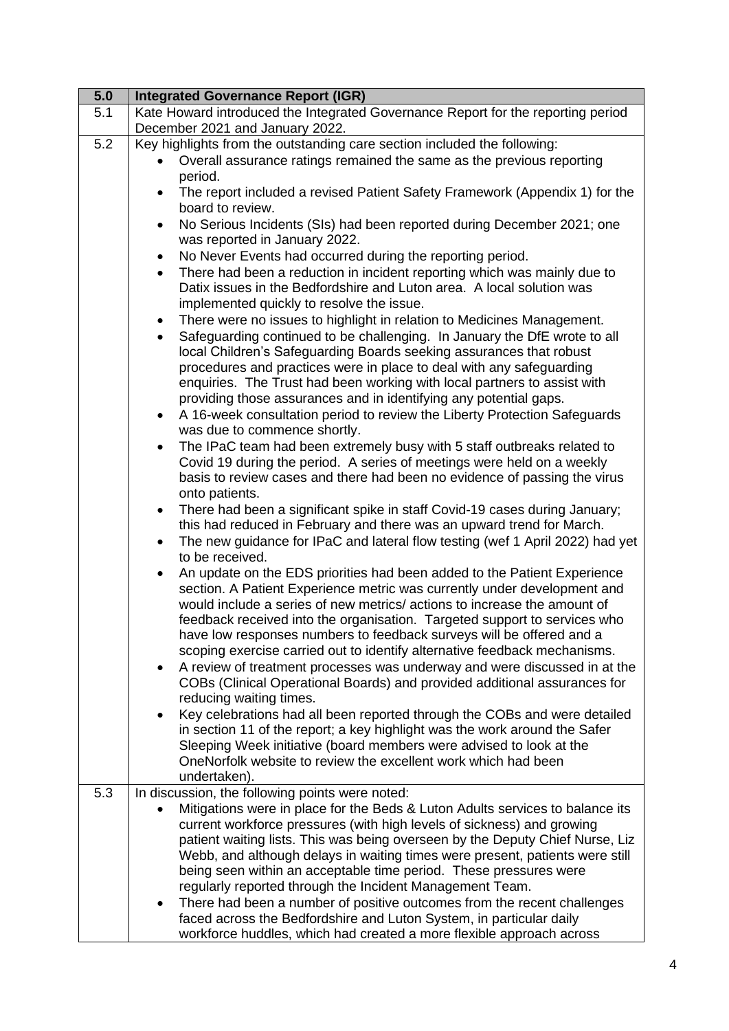| 5.0 | **Integrated Governance Report (IGR)** |
|---|---|
| 5.1 | Kate Howard introduced the Integrated Governance Report for the reporting period December 2021 and January 2022. |
| 5.2 | Key highlights from the outstanding care section included the following: <br>• Overall assurance ratings remained the same as the previous reporting period. <br>• The report included a revised Patient Safety Framework (Appendix 1) for the board to review. <br>• No Serious Incidents (SIs) had been reported during December 2021; one was reported in January 2022. <br>• No Never Events had occurred during the reporting period. <br>• There had been a reduction in incident reporting which was mainly due to Datix issues in the Bedfordshire and Luton area. A local solution was implemented quickly to resolve the issue. <br>• There were no issues to highlight in relation to Medicines Management. <br>• Safeguarding continued to be challenging. In January the DfE wrote to all local Children's Safeguarding Boards seeking assurances that robust procedures and practices were in place to deal with any safeguarding enquiries. The Trust had been working with local partners to assist with providing those assurances and in identifying any potential gaps. <br>• A 16-week consultation period to review the Liberty Protection Safeguards was due to commence shortly. <br>• The IPaC team had been extremely busy with 5 staff outbreaks related to Covid 19 during the period. A series of meetings were held on a weekly basis to review cases and there had been no evidence of passing the virus onto patients. <br>• There had been a significant spike in staff Covid-19 cases during January; this had reduced in February and there was an upward trend for March. <br>• The new guidance for IPaC and lateral flow testing (wef 1 April 2022) had yet to be received. <br>• An update on the EDS priorities had been added to the Patient Experience section. A Patient Experience metric was currently under development and would include a series of new metrics/ actions to increase the amount of feedback received into the organisation. Targeted support to services who have low responses numbers to feedback surveys will be offered and a scoping exercise carried out to identify alternative feedback mechanisms. <br>• A review of treatment processes was underway and were discussed in at the COBs (Clinical Operational Boards) and provided additional assurances for reducing waiting times. <br>• Key celebrations had all been reported through the COBs and were detailed in section 11 of the report; a key highlight was the work around the Safer Sleeping Week initiative (board members were advised to look at the OneNorfolk website to review the excellent work which had been undertaken). |
| 5.3 | In discussion, the following points were noted: <br>• Mitigations were in place for the Beds & Luton Adults services to balance its current workforce pressures (with high levels of sickness) and growing patient waiting lists. This was being overseen by the Deputy Chief Nurse, Liz Webb, and although delays in waiting times were present, patients were still being seen within an acceptable time period. These pressures were regularly reported through the Incident Management Team. <br>• There had been a number of positive outcomes from the recent challenges faced across the Bedfordshire and Luton System, in particular daily workforce huddles, which had created a more flexible approach across |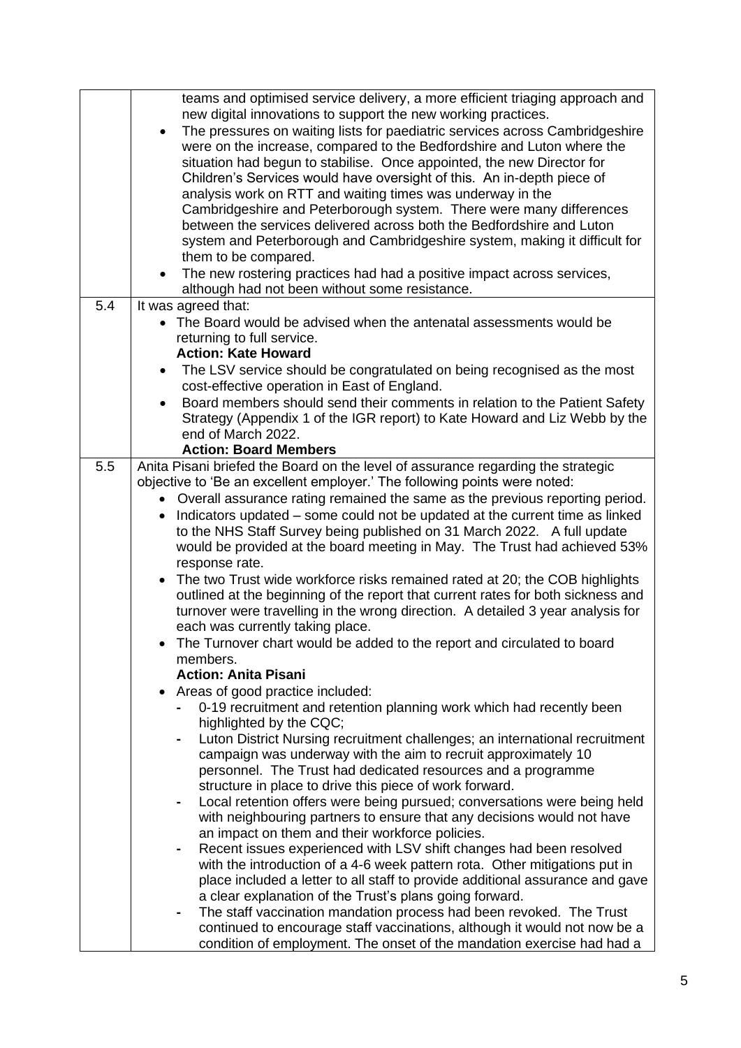| | |
|---|---|
| | teams and optimised service delivery, a more efficient triaging approach and new digital innovations to support the new working practices.<br>• The pressures on waiting lists for paediatric services across Cambridgeshire were on the increase, compared to the Bedfordshire and Luton where the situation had begun to stabilise. Once appointed, the new Director for Children's Services would have oversight of this. An in-depth piece of analysis work on RTT and waiting times was underway in the Cambridgeshire and Peterborough system. There were many differences between the services delivered across both the Bedfordshire and Luton system and Peterborough and Cambridgeshire system, making it difficult for them to be compared.<br>• The new rostering practices had had a positive impact across services, although had not been without some resistance. |
| 5.4 | It was agreed that:<br>• The Board would be advised when the antenatal assessments would be returning to full service.<br>**Action: Kate Howard**<br>• The LSV service should be congratulated on being recognised as the most cost-effective operation in East of England.<br>• Board members should send their comments in relation to the Patient Safety Strategy (Appendix 1 of the IGR report) to Kate Howard and Liz Webb by the end of March 2022.<br>**Action: Board Members** |
| 5.5 | Anita Pisani briefed the Board on the level of assurance regarding the strategic objective to 'Be an excellent employer.' The following points were noted:<br>• Overall assurance rating remained the same as the previous reporting period.<br>• Indicators updated – some could not be updated at the current time as linked to the NHS Staff Survey being published on 31 March 2022. A full update would be provided at the board meeting in May. The Trust had achieved 53% response rate.<br>• The two Trust wide workforce risks remained rated at 20; the COB highlights outlined at the beginning of the report that current rates for both sickness and turnover were travelling in the wrong direction. A detailed 3 year analysis for each was currently taking place.<br>• The Turnover chart would be added to the report and circulated to board members.<br>**Action: Anita Pisani**<br>• Areas of good practice included:<br>- 0-19 recruitment and retention planning work which had recently been highlighted by the CQC;<br>- Luton District Nursing recruitment challenges; an international recruitment campaign was underway with the aim to recruit approximately 10 personnel. The Trust had dedicated resources and a programme structure in place to drive this piece of work forward.<br>- Local retention offers were being pursued; conversations were being held with neighbouring partners to ensure that any decisions would not have an impact on them and their workforce policies.<br>- Recent issues experienced with LSV shift changes had been resolved with the introduction of a 4-6 week pattern rota. Other mitigations put in place included a letter to all staff to provide additional assurance and gave a clear explanation of the Trust's plans going forward.<br>- The staff vaccination mandation process had been revoked. The Trust continued to encourage staff vaccinations, although it would not now be a condition of employment. The onset of the mandation exercise had had a |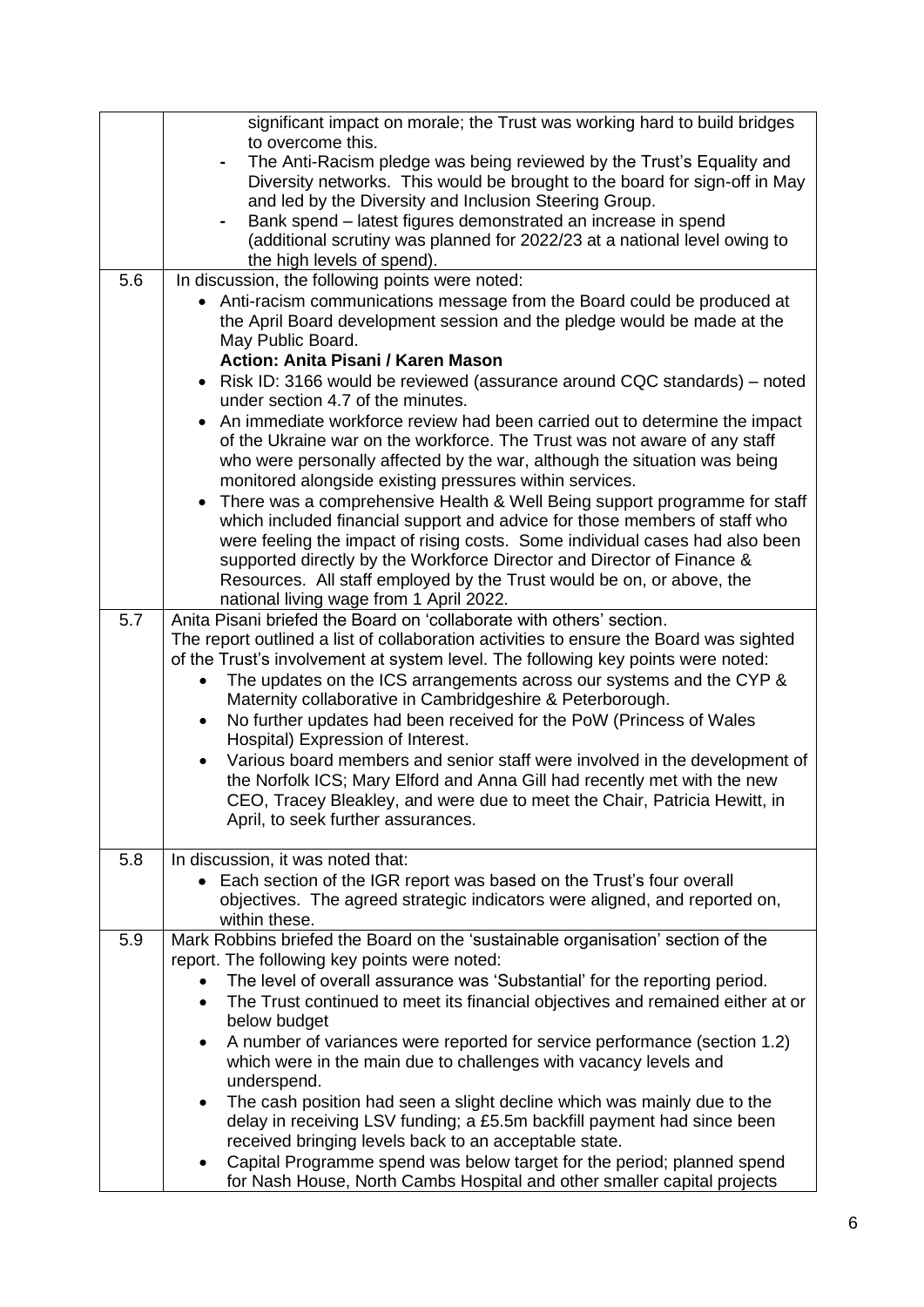| | |
|---|---|
| | significant impact on morale; the Trust was working hard to build bridges to overcome this.<br>- The Anti-Racism pledge was being reviewed by the Trust's Equality and Diversity networks. This would be brought to the board for sign-off in May and led by the Diversity and Inclusion Steering Group.<br>- Bank spend – latest figures demonstrated an increase in spend (additional scrutiny was planned for 2022/23 at a national level owing to the high levels of spend). |
| 5.6 | In discussion, the following points were noted:<br>• Anti-racism communications message from the Board could be produced at the April Board development session and the pledge would be made at the May Public Board.<br>**Action: Anita Pisani / Karen Mason**<br>• Risk ID: 3166 would be reviewed (assurance around CQC standards) – noted under section 4.7 of the minutes.<br>• An immediate workforce review had been carried out to determine the impact of the Ukraine war on the workforce. The Trust was not aware of any staff who were personally affected by the war, although the situation was being monitored alongside existing pressures within services.<br>• There was a comprehensive Health & Well Being support programme for staff which included financial support and advice for those members of staff who were feeling the impact of rising costs. Some individual cases had also been supported directly by the Workforce Director and Director of Finance & Resources. All staff employed by the Trust would be on, or above, the national living wage from 1 April 2022. |
| 5.7 | Anita Pisani briefed the Board on 'collaborate with others' section.<br>The report outlined a list of collaboration activities to ensure the Board was sighted of the Trust's involvement at system level. The following key points were noted:<br>• The updates on the ICS arrangements across our systems and the CYP & Maternity collaborative in Cambridgeshire & Peterborough.<br>• No further updates had been received for the PoW (Princess of Wales Hospital) Expression of Interest.<br>• Various board members and senior staff were involved in the development of the Norfolk ICS; Mary Elford and Anna Gill had recently met with the new CEO, Tracey Bleakley, and were due to meet the Chair, Patricia Hewitt, in April, to seek further assurances. |
| 5.8 | In discussion, it was noted that:<br>• Each section of the IGR report was based on the Trust's four overall objectives. The agreed strategic indicators were aligned, and reported on, within these. |
| 5.9 | Mark Robbins briefed the Board on the 'sustainable organisation' section of the report. The following key points were noted:<br>• The level of overall assurance was 'Substantial' for the reporting period.<br>• The Trust continued to meet its financial objectives and remained either at or below budget<br>• A number of variances were reported for service performance (section 1.2) which were in the main due to challenges with vacancy levels and underspend.<br>• The cash position had seen a slight decline which was mainly due to the delay in receiving LSV funding; a £5.5m backfill payment had since been received bringing levels back to an acceptable state.<br>• Capital Programme spend was below target for the period; planned spend for Nash House, North Cambs Hospital and other smaller capital projects |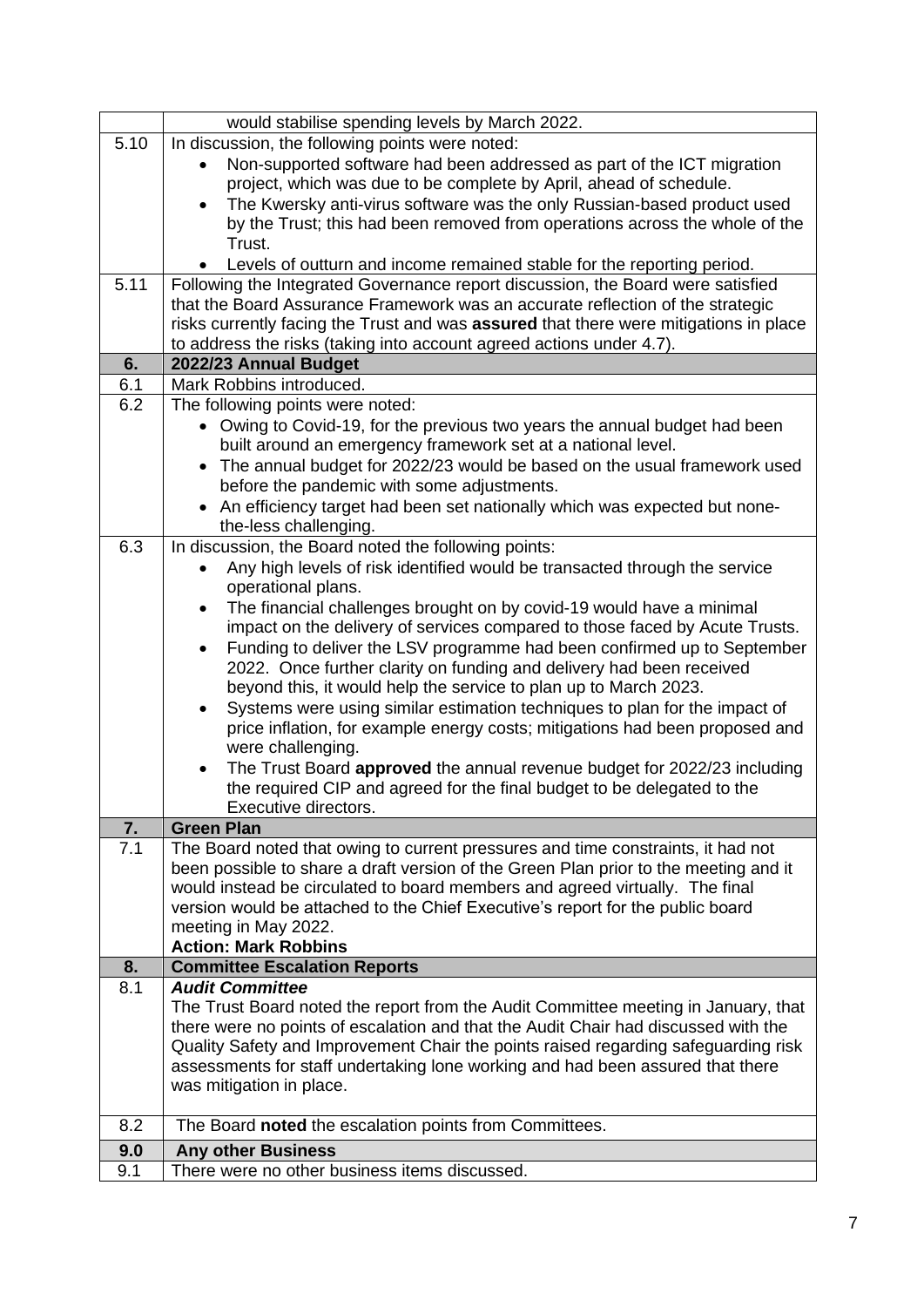| | |
|---|---|
| | would stabilise spending levels by March 2022. |
| 5.10 | In discussion, the following points were noted:<br>• Non-supported software had been addressed as part of the ICT migration project, which was due to be complete by April, ahead of schedule.<br>• The Kwersky anti-virus software was the only Russian-based product used by the Trust; this had been removed from operations across the whole of the Trust.<br>• Levels of outturn and income remained stable for the reporting period. |
| 5.11 | Following the Integrated Governance report discussion, the Board were satisfied that the Board Assurance Framework was an accurate reflection of the strategic risks currently facing the Trust and was **assured** that there were mitigations in place to address the risks (taking into account agreed actions under 4.7). |
| **6.** | **2022/23 Annual Budget** |
| 6.1 | Mark Robbins introduced. |
| 6.2 | The following points were noted:<br>• Owing to Covid-19, for the previous two years the annual budget had been built around an emergency framework set at a national level.<br>• The annual budget for 2022/23 would be based on the usual framework used before the pandemic with some adjustments.<br>• An efficiency target had been set nationally which was expected but none-the-less challenging. |
| 6.3 | In discussion, the Board noted the following points:<br>• Any high levels of risk identified would be transacted through the service operational plans.<br>• The financial challenges brought on by covid-19 would have a minimal impact on the delivery of services compared to those faced by Acute Trusts.<br>• Funding to deliver the LSV programme had been confirmed up to September 2022. Once further clarity on funding and delivery had been received beyond this, it would help the service to plan up to March 2023.<br>• Systems were using similar estimation techniques to plan for the impact of price inflation, for example energy costs; mitigations had been proposed and were challenging.<br>• The Trust Board **approved** the annual revenue budget for 2022/23 including the required CIP and agreed for the final budget to be delegated to the Executive directors. |
| **7.** | **Green Plan** |
| 7.1 | The Board noted that owing to current pressures and time constraints, it had not been possible to share a draft version of the Green Plan prior to the meeting and it would instead be circulated to board members and agreed virtually. The final version would be attached to the Chief Executive's report for the public board meeting in May 2022.<br>**Action: Mark Robbins** |
| **8.** | **Committee Escalation Reports** |
| 8.1 | ***Audit Committee***<br>The Trust Board noted the report from the Audit Committee meeting in January, that there were no points of escalation and that the Audit Chair had discussed with the Quality Safety and Improvement Chair the points raised regarding safeguarding risk assessments for staff undertaking lone working and had been assured that there was mitigation in place. |
| 8.2 | The Board **noted** the escalation points from Committees. |
| **9.0** | **Any other Business** |
| 9.1 | There were no other business items discussed. |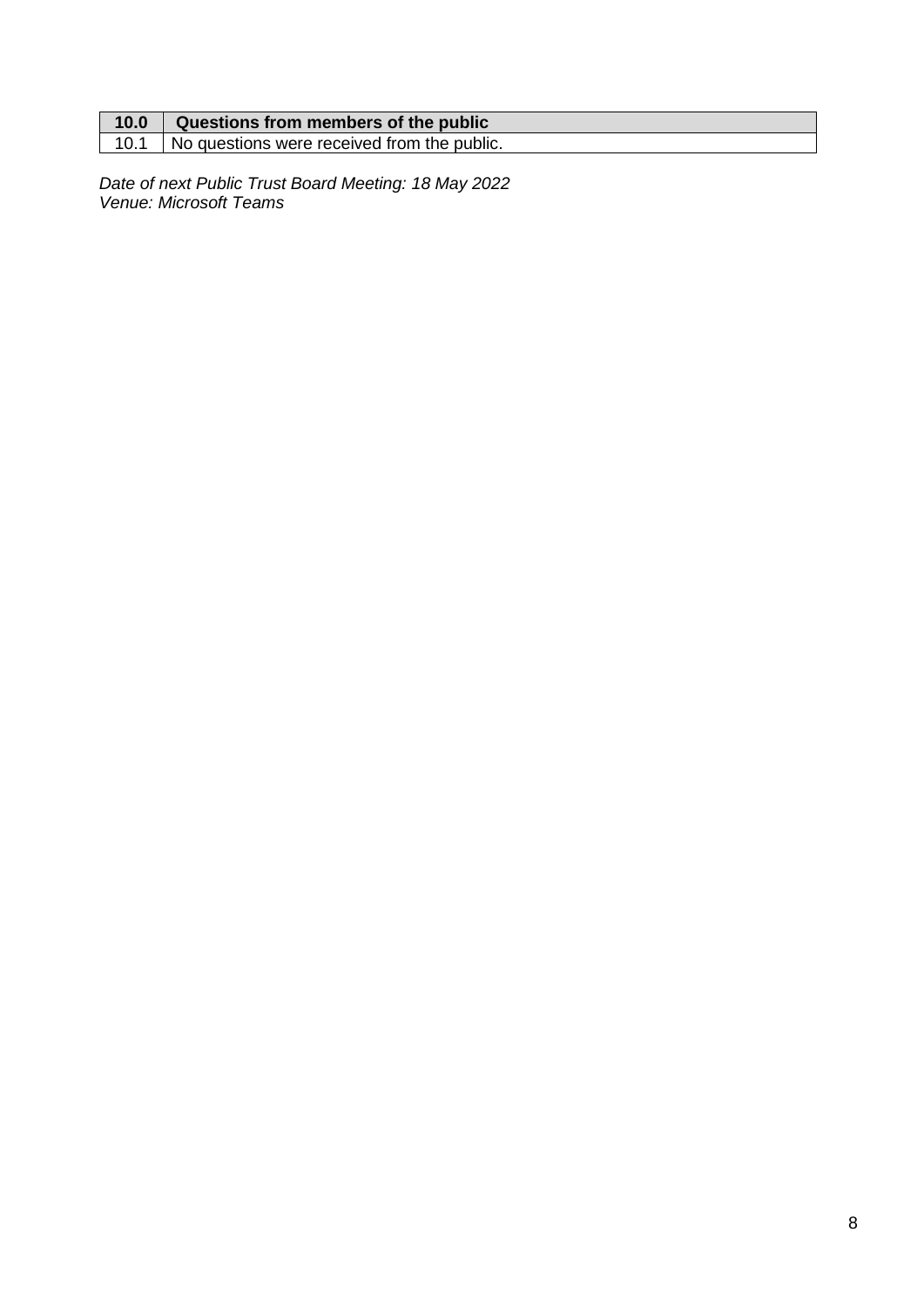| | |
|---|---|
| **10.0** | **Questions from members of the public** |
| 10.1 | No questions were received from the public. |

*Date of next Public Trust Board Meeting: 18 May 2022*
*Venue: Microsoft Teams*